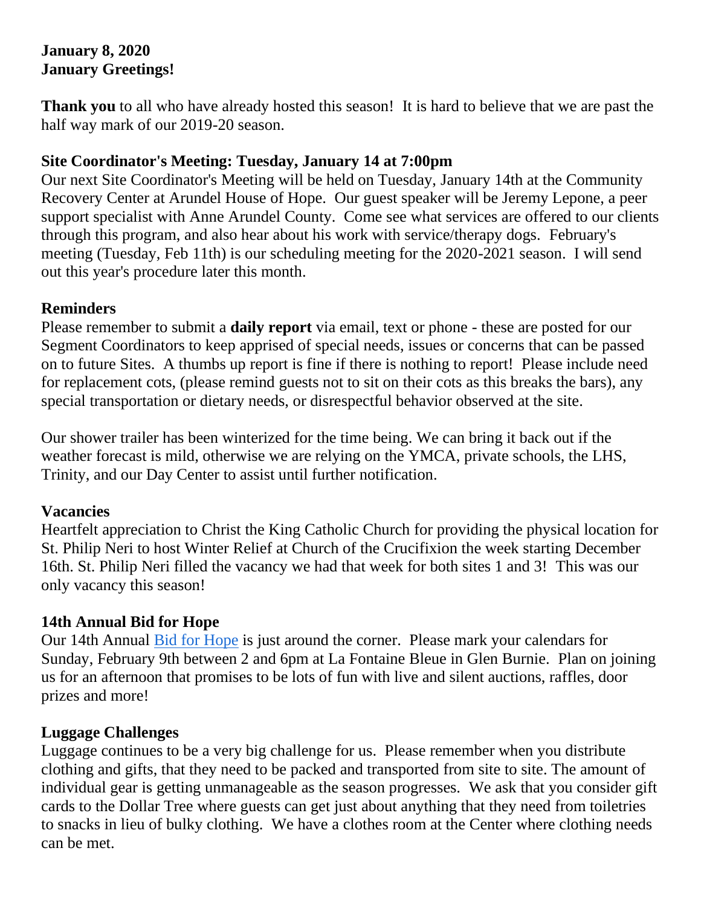**January 8, 2020**
**January Greetings!**

**Thank you** to all who have already hosted this season! It is hard to believe that we are past the half way mark of our 2019-20 season.

**Site Coordinator's Meeting: Tuesday, January 14 at 7:00pm**
Our next Site Coordinator's Meeting will be held on Tuesday, January 14th at the Community Recovery Center at Arundel House of Hope. Our guest speaker will be Jeremy Lepone, a peer support specialist with Anne Arundel County. Come see what services are offered to our clients through this program, and also hear about his work with service/therapy dogs. February's meeting (Tuesday, Feb 11th) is our scheduling meeting for the 2020-2021 season. I will send out this year's procedure later this month.

**Reminders**
Please remember to submit a **daily report** via email, text or phone - these are posted for our Segment Coordinators to keep apprised of special needs, issues or concerns that can be passed on to future Sites. A thumbs up report is fine if there is nothing to report! Please include need for replacement cots, (please remind guests not to sit on their cots as this breaks the bars), any special transportation or dietary needs, or disrespectful behavior observed at the site.

Our shower trailer has been winterized for the time being. We can bring it back out if the weather forecast is mild, otherwise we are relying on the YMCA, private schools, the LHS, Trinity, and our Day Center to assist until further notification.

**Vacancies**
Heartfelt appreciation to Christ the King Catholic Church for providing the physical location for St. Philip Neri to host Winter Relief at Church of the Crucifixion the week starting December 16th. St. Philip Neri filled the vacancy we had that week for both sites 1 and 3! This was our only vacancy this season!

**14th Annual Bid for Hope**
Our 14th Annual Bid for Hope is just around the corner. Please mark your calendars for Sunday, February 9th between 2 and 6pm at La Fontaine Bleue in Glen Burnie. Plan on joining us for an afternoon that promises to be lots of fun with live and silent auctions, raffles, door prizes and more!

**Luggage Challenges**
Luggage continues to be a very big challenge for us. Please remember when you distribute clothing and gifts, that they need to be packed and transported from site to site. The amount of individual gear is getting unmanageable as the season progresses. We ask that you consider gift cards to the Dollar Tree where guests can get just about anything that they need from toiletries to snacks in lieu of bulky clothing. We have a clothes room at the Center where clothing needs can be met.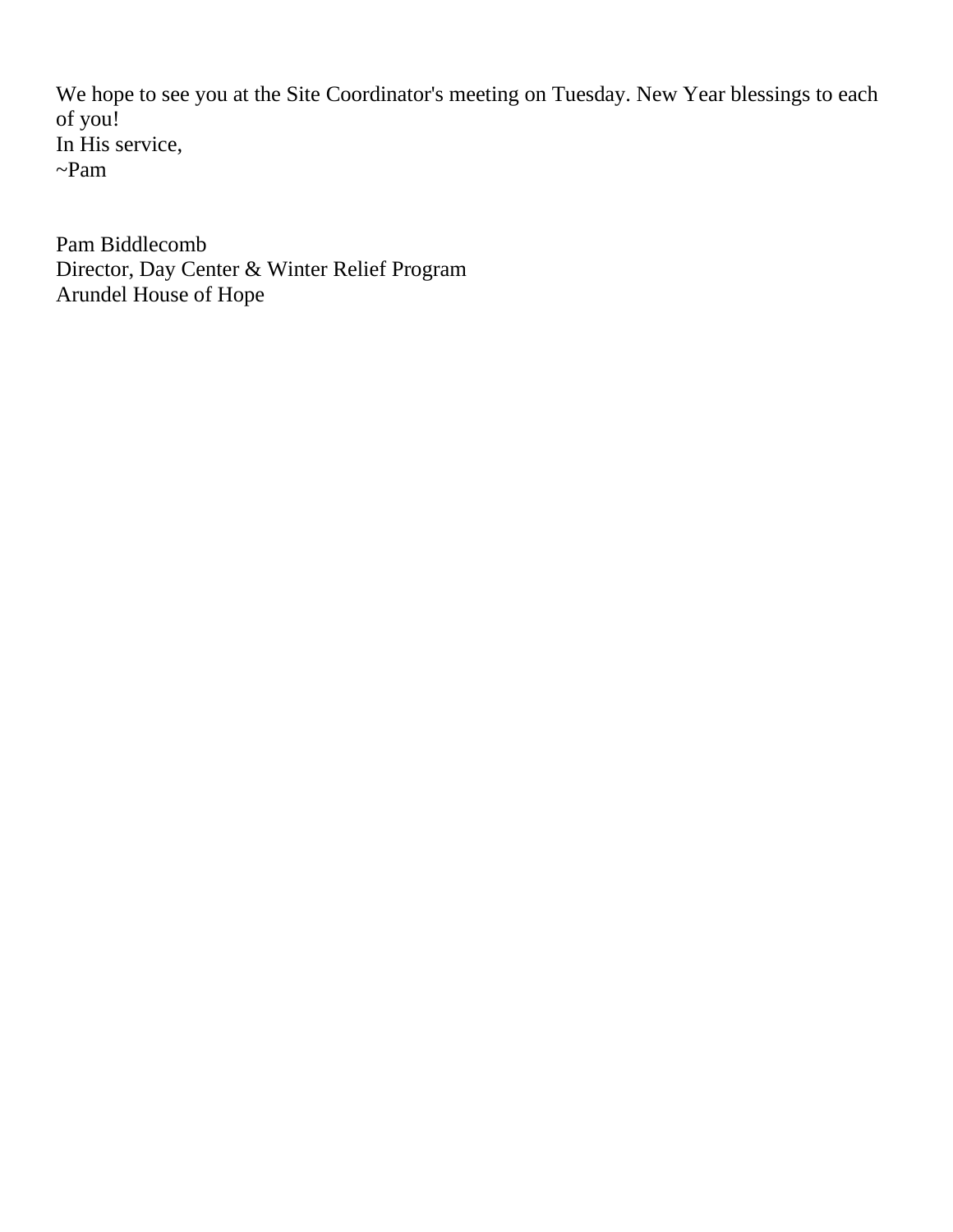We hope to see you at the Site Coordinator's meeting on Tuesday. New Year blessings to each of you!
In His service,
~Pam

Pam Biddlecomb
Director, Day Center & Winter Relief Program
Arundel House of Hope